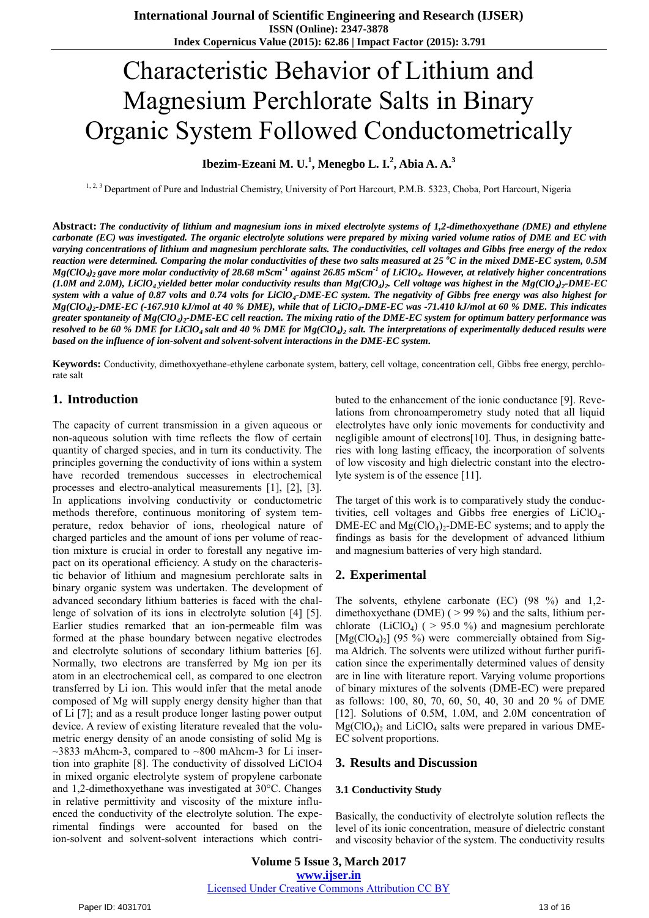# Characteristic Behavior of Lithium and Magnesium Perchlorate Salts in Binary Organic System Followed Conductometrically

**Ibezim-Ezeani M. U.[1], Menegbo L. I.[2], Abia A. A.[3]**

[1, 2, 3] Department of Pure and Industrial Chemistry, University of Port Harcourt, P.M.B. 5323, Choba, Port Harcourt, Nigeria

**Abstract:** ***The conductivity of lithium and magnesium ions in mixed electrolyte systems of 1,2-dimethoxyethane (DME) and ethylene carbonate (EC) was investigated. The organic electrolyte solutions were prepared by mixing varied volume ratios of DME and EC with varying concentrations of lithium and magnesium perchlorate salts. The conductivities, cell voltages and Gibbs free energy of the redox reaction were determined. Comparing the molar conductivities of these two salts measured at 25 $^oC$ in the mixed DME-EC system, 0.5M $Mg(ClO_4)_2$ gave more molar conductivity of 28.68 $mScm^{-1}$ against 26.85 $mScm^{-1}$ of $LiClO_4$. However, at relatively higher concentrations (1.0M and 2.0M), $LiClO_4$ yielded better molar conductivity results than $Mg(ClO_4)_2$. Cell voltage was highest in the $Mg(ClO_4)_2$-DME-EC system with a value of 0.87 volts and 0.74 volts for $LiClO_4$-DME-EC system. The negativity of Gibbs free energy was also highest for $Mg(ClO_4)_2$-DME-EC (-167.910 kJ/mol at 40 % DME), while that of $LiClO_4$-DME-EC was -71.410 kJ/mol at 60 % DME. This indicates greater spontaneity of $Mg(ClO_4)_2$-DME-EC cell reaction. The mixing ratio of the DME-EC system for optimum battery performance was resolved to be 60 % DME for $LiClO_4$ salt and 40 % DME for $Mg(ClO_4)_2$ salt. The interpretations of experimentally deduced results were based on the influence of ion-solvent and solvent-solvent interactions in the DME-EC system.***

**Keywords:** Conductivity, dimethoxyethane-ethylene carbonate system, battery, cell voltage, concentration cell, Gibbs free energy, perchlorate salt

## 1. Introduction

The capacity of current transmission in a given aqueous or non-aqueous solution with time reflects the flow of certain quantity of charged species, and in turn its conductivity. The principles governing the conductivity of ions within a system have recorded tremendous successes in electrochemical processes and electro-analytical measurements [1], [2], [3]. In applications involving conductivity or conductometric methods therefore, continuous monitoring of system temperature, redox behavior of ions, rheological nature of charged particles and the amount of ions per volume of reaction mixture is crucial in order to forestall any negative impact on its operational efficiency. A study on the characteristic behavior of lithium and magnesium perchlorate salts in binary organic system was undertaken. The development of advanced secondary lithium batteries is faced with the challenge of solvation of its ions in electrolyte solution [4] [5]. Earlier studies remarked that an ion-permeable film was formed at the phase boundary between negative electrodes and electrolyte solutions of secondary lithium batteries [6]. Normally, two electrons are transferred by Mg ion per its atom in an electrochemical cell, as compared to one electron transferred by Li ion. This would infer that the metal anode composed of Mg will supply energy density higher than that of Li [7]; and as a result produce longer lasting power output device. A review of existing literature revealed that the volumetric energy density of an anode consisting of solid Mg is ~3833 mAhcm-3, compared to ~800 mAhcm-3 for Li insertion into graphite [8]. The conductivity of dissolved LiClO4 in mixed organic electrolyte system of propylene carbonate and 1,2-dimethoxyethane was investigated at 30°C. Changes in relative permittivity and viscosity of the mixture influenced the conductivity of the electrolyte solution. The experimental findings were accounted for based on the ion-solvent and solvent-solvent interactions which contributed to the enhancement of the ionic conductance [9]. Revelations from chronoamperometry study noted that all liquid electrolytes have only ionic movements for conductivity and negligible amount of electrons[10]. Thus, in designing batteries with long lasting efficacy, the incorporation of solvents of low viscosity and high dielectric constant into the electrolyte system is of the essence [11].

The target of this work is to comparatively study the conductivities, cell voltages and Gibbs free energies of $LiClO_4$-DME-EC and $Mg(ClO_4)_2$-DME-EC systems; and to apply the findings as basis for the development of advanced lithium and magnesium batteries of very high standard.

## 2. Experimental

The solvents, ethylene carbonate (EC) (98 %) and 1,2-dimethoxyethane (DME) ( > 99 %) and the salts, lithium perchlorate ($LiClO_4$) ( > 95.0 %) and magnesium perchlorate [$Mg(ClO_4)_2$] (95 %) were commercially obtained from Sigma Aldrich. The solvents were utilized without further purification since the experimentally determined values of density are in line with literature report. Varying volume proportions of binary mixtures of the solvents (DME-EC) were prepared as follows: 100, 80, 70, 60, 50, 40, 30 and 20 % of DME [12]. Solutions of 0.5M, 1.0M, and 2.0M concentration of $Mg(ClO_4)_2$ and $LiClO_4$ salts were prepared in various DME-EC solvent proportions.

## 3. Results and Discussion

### 3.1 Conductivity Study

Basically, the conductivity of electrolyte solution reflects the level of its ionic concentration, measure of dielectric constant and viscosity behavior of the system. The conductivity results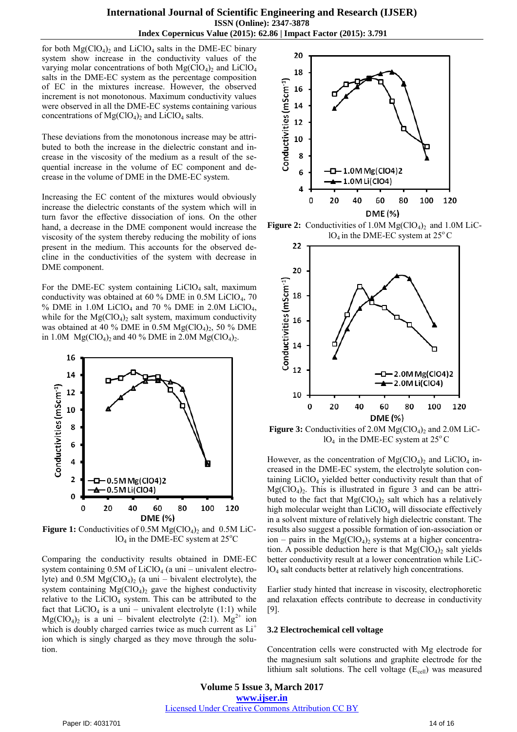for both $Mg(ClO_4)_2$ and $LiClO_4$ salts in the DME-EC binary system show increase in the conductivity values of the varying molar concentrations of both $Mg(ClO_4)_2$ and $LiClO_4$ salts in the DME-EC system as the percentage composition of EC in the mixtures increase. However, the observed increment is not monotonous. Maximum conductivity values were observed in all the DME-EC systems containing various concentrations of $Mg(ClO_4)_2$ and $LiClO_4$ salts.

These deviations from the monotonous increase may be attributed to both the increase in the dielectric constant and increase in the viscosity of the medium as a result of the sequential increase in the volume of EC component and decrease in the volume of DME in the DME-EC system.

Increasing the EC content of the mixtures would obviously increase the dielectric constants of the system which will in turn favor the effective dissociation of ions. On the other hand, a decrease in the DME component would increase the viscosity of the system thereby reducing the mobility of ions present in the medium. This accounts for the observed decline in the conductivities of the system with decrease in DME component.

For the DME-EC system containing $LiClO_4$ salt, maximum conductivity was obtained at 60 % DME in 0.5M $LiClO_4$, 70 % DME in 1.0M $LiClO_4$ and 70 % DME in 2.0M $LiClO_4$, while for the $Mg(ClO_4)_2$ salt system, maximum conductivity was obtained at 40 % DME in 0.5M $Mg(ClO_4)_2$, 50 % DME in 1.0M $Mg(ClO_4)_2$ and 40 % DME in 2.0M $Mg(ClO_4)_2$.

**Figure 1:** Conductivities of 0.5M $Mg(ClO_4)_2$ and 0.5M $LiClO_4$ in the DME-EC system at 25°C

Comparing the conductivity results obtained in DME-EC system containing 0.5M of $LiClO_4$ (a uni – univalent electrolyte) and 0.5M $Mg(ClO_4)_2$ (a uni – bivalent electrolyte), the system containing $Mg(ClO_4)_2$ gave the highest conductivity relative to the $LiClO_4$ system. This can be attributed to the fact that $LiClO_4$ is a uni – univalent electrolyte (1:1) while $Mg(ClO_4)_2$ is a uni – bivalent electrolyte (2:1). $Mg^{2+}$ ion which is doubly charged carries twice as much current as $Li^+$ ion which is singly charged as they move through the solution.

**Figure 2:** Conductivities of 1.0M $Mg(ClO_4)_2$ and 1.0M $LiClO_4$ in the DME-EC system at 25°C

**Figure 3:** Conductivities of 2.0M $Mg(ClO_4)_2$ and 2.0M $LiClO_4$ in the DME-EC system at 25°C

However, as the concentration of $Mg(ClO_4)_2$ and $LiClO_4$ increased in the DME-EC system, the electrolyte solution containing $LiClO_4$ yielded better conductivity result than that of $Mg(ClO_4)_2$. This is illustrated in figure 3 and can be attributed to the fact that $Mg(ClO_4)_2$ salt which has a relatively high molecular weight than $LiClO_4$ will dissociate effectively in a solvent mixture of relatively high dielectric constant. The results also suggest a possible formation of ion-association or ion – pairs in the $Mg(ClO_4)_2$ systems at a higher concentration. A possible deduction here is that $Mg(ClO_4)_2$ salt yields better conductivity result at a lower concentration while $LiClO_4$ salt conducts better at relatively high concentrations.

Earlier study hinted that increase in viscosity, electrophoretic and relaxation effects contribute to decrease in conductivity [9].

### 3.2 Electrochemical cell voltage

Concentration cells were constructed with Mg electrode for the magnesium salt solutions and graphite electrode for the lithium salt solutions. The cell voltage ($E_{cell}$) was measured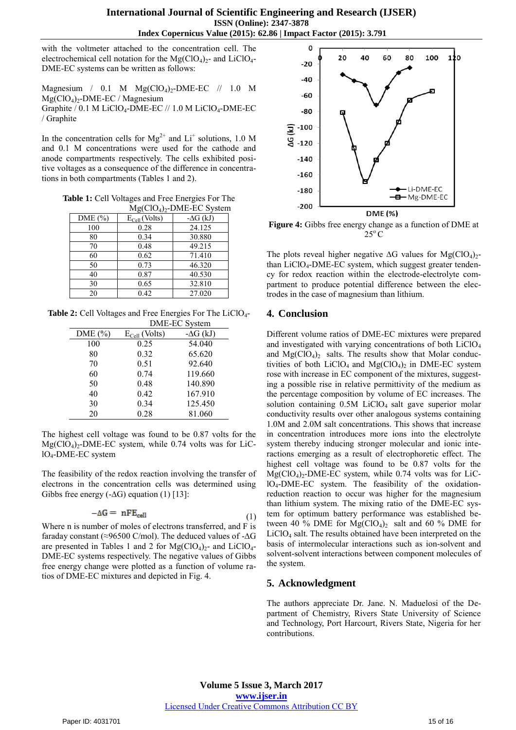with the voltmeter attached to the concentration cell. The electrochemical cell notation for the $Mg(ClO_4)_2$- and $LiClO_4$-DME-EC systems can be written as follows:

Magnesium / 0.1 M $Mg(ClO_4)_2$-DME-EC // 1.0 M $Mg(ClO_4)_2$-DME-EC / Magnesium
Graphite / 0.1 M $LiClO_4$-DME-EC // 1.0 M $LiClO_4$-DME-EC / Graphite

In the concentration cells for $Mg^{2+}$ and $Li^{+}$ solutions, 1.0 M and 0.1 M concentrations were used for the cathode and anode compartments respectively. The cells exhibited positive voltages as a consequence of the difference in concentrations in both compartments (Tables 1 and 2).

**Table 1:** Cell Voltages and Free Energies For The $Mg(ClO_4)_2$-DME-EC System

| DME (%) | $E_{Cell}$ (Volts) | -ΔG (kJ) |
|---|---|---|
| 100 | 0.28 | 24.125 |
| 80 | 0.34 | 30.880 |
| 70 | 0.48 | 49.215 |
| 60 | 0.62 | 71.410 |
| 50 | 0.73 | 46.320 |
| 40 | 0.87 | 40.530 |
| 30 | 0.65 | 32.810 |
| 20 | 0.42 | 27.020 |

**Table 2:** Cell Voltages and Free Energies For The $LiClO_4$-DME-EC System

| DME (%) | $E_{Cell}$ (Volts) | -ΔG (kJ) |
|---|---|---|
| 100 | 0.25 | 54.040 |
| 80 | 0.32 | 65.620 |
| 70 | 0.51 | 92.640 |
| 60 | 0.74 | 119.660 |
| 50 | 0.48 | 140.890 |
| 40 | 0.42 | 167.910 |
| 30 | 0.34 | 125.450 |
| 20 | 0.28 | 81.060 |

The highest cell voltage was found to be 0.87 volts for the $Mg(ClO_4)_2$-DME-EC system, while 0.74 volts was for $LiClO_4$-DME-EC system

The feasibility of the redox reaction involving the transfer of electrons in the concentration cells was determined using Gibbs free energy (-ΔG) equation (1) [13]:

$$-\Delta G = nFE_{cell} \quad (1)$$

Where n is number of moles of electrons transferred, and F is faraday constant (≈96500 C/mol). The deduced values of -ΔG are presented in Tables 1 and 2 for $Mg(ClO_4)_2$- and $LiClO_4$-DME-EC systems respectively. The negative values of Gibbs free energy change were plotted as a function of volume ratios of DME-EC mixtures and depicted in Fig. 4.

**Figure 4:** Gibbs free energy change as a function of DME at 25° C

The plots reveal higher negative ΔG values for $Mg(ClO_4)_2$-than $LiClO_4$-DME-EC system, which suggest greater tendency for redox reaction within the electrode-electrolyte compartment to produce potential difference between the electrodes in the case of magnesium than lithium.

## 4. Conclusion

Different volume ratios of DME-EC mixtures were prepared and investigated with varying concentrations of both $LiClO_4$ and $Mg(ClO_4)_2$ salts. The results show that Molar conductivities of both $LiClO_4$ and $Mg(ClO_4)_2$ in DME-EC system rose with increase in EC component of the mixtures, suggesting a possible rise in relative permittivity of the medium as the percentage composition by volume of EC increases. The solution containing 0.5M $LiClO_4$ salt gave superior molar conductivity results over other analogous systems containing 1.0M and 2.0M salt concentrations. This shows that increase in concentration introduces more ions into the electrolyte system thereby inducing stronger molecular and ionic interactions emerging as a result of electrophoretic effect. The highest cell voltage was found to be 0.87 volts for the $Mg(ClO_4)_2$-DME-EC system, while 0.74 volts was for $LiClO_4$-DME-EC system. The feasibility of the oxidation-reduction reaction to occur was higher for the magnesium than lithium system. The mixing ratio of the DME-EC system for optimum battery performance was established between 40 % DME for $Mg(ClO_4)_2$ salt and 60 % DME for $LiClO_4$ salt. The results obtained have been interpreted on the basis of intermolecular interactions such as ion-solvent and solvent-solvent interactions between component molecules of the system.

## 5. Acknowledgment

The authors appreciate Dr. Jane. N. Maduelosi of the Department of Chemistry, Rivers State University of Science and Technology, Port Harcourt, Rivers State, Nigeria for her contributions.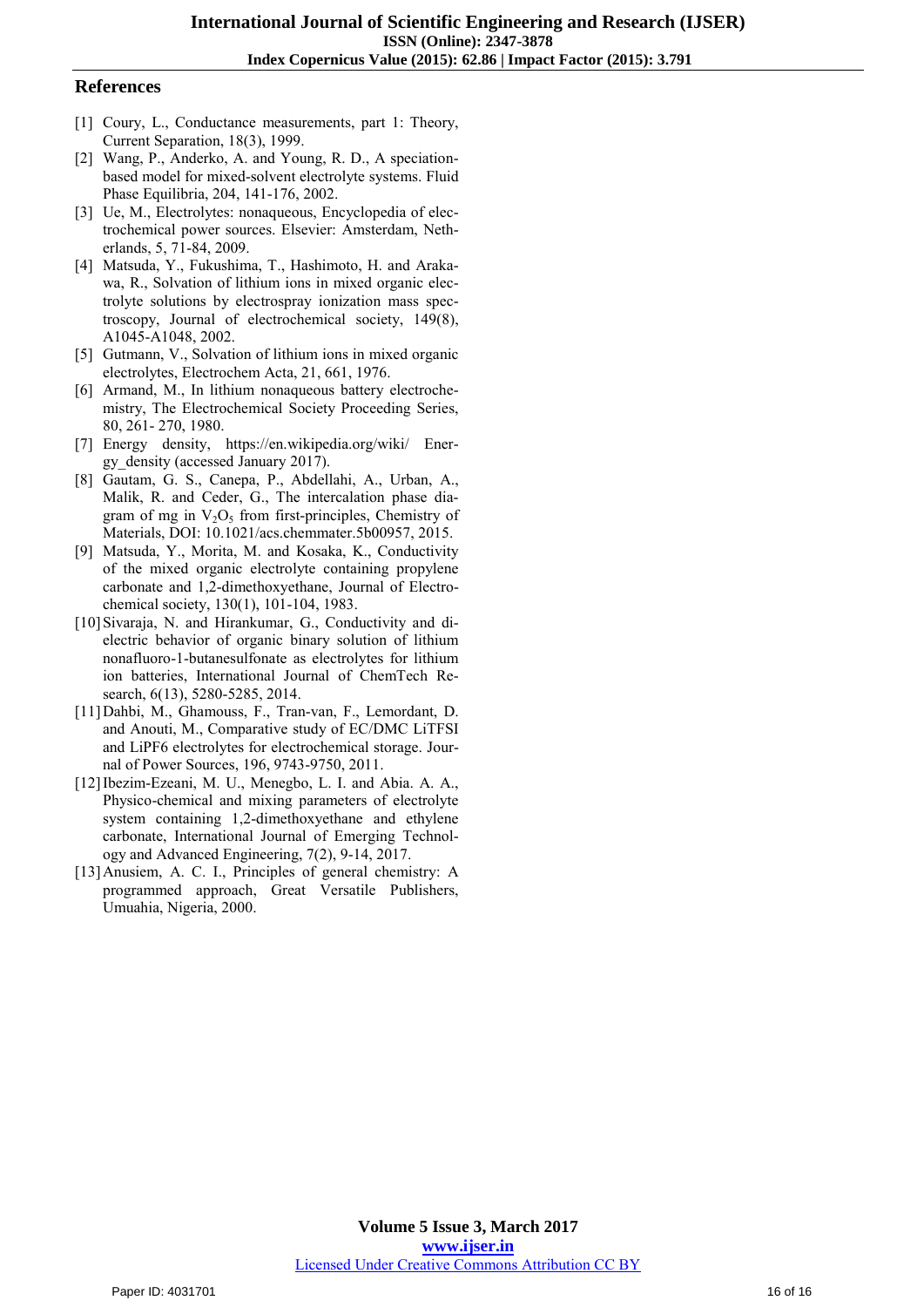## References

[1] Coury, L., Conductance measurements, part 1: Theory, Current Separation, 18(3), 1999.

[2] Wang, P., Anderko, A. and Young, R. D., A speciation-based model for mixed-solvent electrolyte systems. Fluid Phase Equilibria, 204, 141-176, 2002.

[3] Ue, M., Electrolytes: nonaqueous, Encyclopedia of electrochemical power sources. Elsevier: Amsterdam, Netherlands, 5, 71-84, 2009.

[4] Matsuda, Y., Fukushima, T., Hashimoto, H. and Arakawa, R., Solvation of lithium ions in mixed organic electrolyte solutions by electrospray ionization mass spectroscopy, Journal of electrochemical society, 149(8), A1045-A1048, 2002.

[5] Gutmann, V., Solvation of lithium ions in mixed organic electrolytes, Electrochem Acta, 21, 661, 1976.

[6] Armand, M., In lithium nonaqueous battery electrochemistry, The Electrochemical Society Proceeding Series, 80, 261- 270, 1980.

[7] Energy density, https://en.wikipedia.org/wiki/ Energy_density (accessed January 2017).

[8] Gautam, G. S., Canepa, P., Abdellahi, A., Urban, A., Malik, R. and Ceder, G., The intercalation phase diagram of mg in $V_2O_5$ from first-principles, Chemistry of Materials, DOI: 10.1021/acs.chemmater.5b00957, 2015.

[9] Matsuda, Y., Morita, M. and Kosaka, K., Conductivity of the mixed organic electrolyte containing propylene carbonate and 1,2-dimethoxyethane, Journal of Electrochemical society, 130(1), 101-104, 1983.

[10] Sivaraja, N. and Hirankumar, G., Conductivity and dielectric behavior of organic binary solution of lithium nonafluoro-1-butanesulfonate as electrolytes for lithium ion batteries, International Journal of ChemTech Research, 6(13), 5280-5285, 2014.

[11] Dahbi, M., Ghamouss, F., Tran-van, F., Lemordant, D. and Anouti, M., Comparative study of EC/DMC LiTFSI and LiPF6 electrolytes for electrochemical storage. Journal of Power Sources, 196, 9743-9750, 2011.

[12] Ibezim-Ezeani, M. U., Menegbo, L. I. and Abia. A. A., Physico-chemical and mixing parameters of electrolyte system containing 1,2-dimethoxyethane and ethylene carbonate, International Journal of Emerging Technology and Advanced Engineering, 7(2), 9-14, 2017.

[13] Anusiem, A. C. I., Principles of general chemistry: A programmed approach, Great Versatile Publishers, Umuahia, Nigeria, 2000.